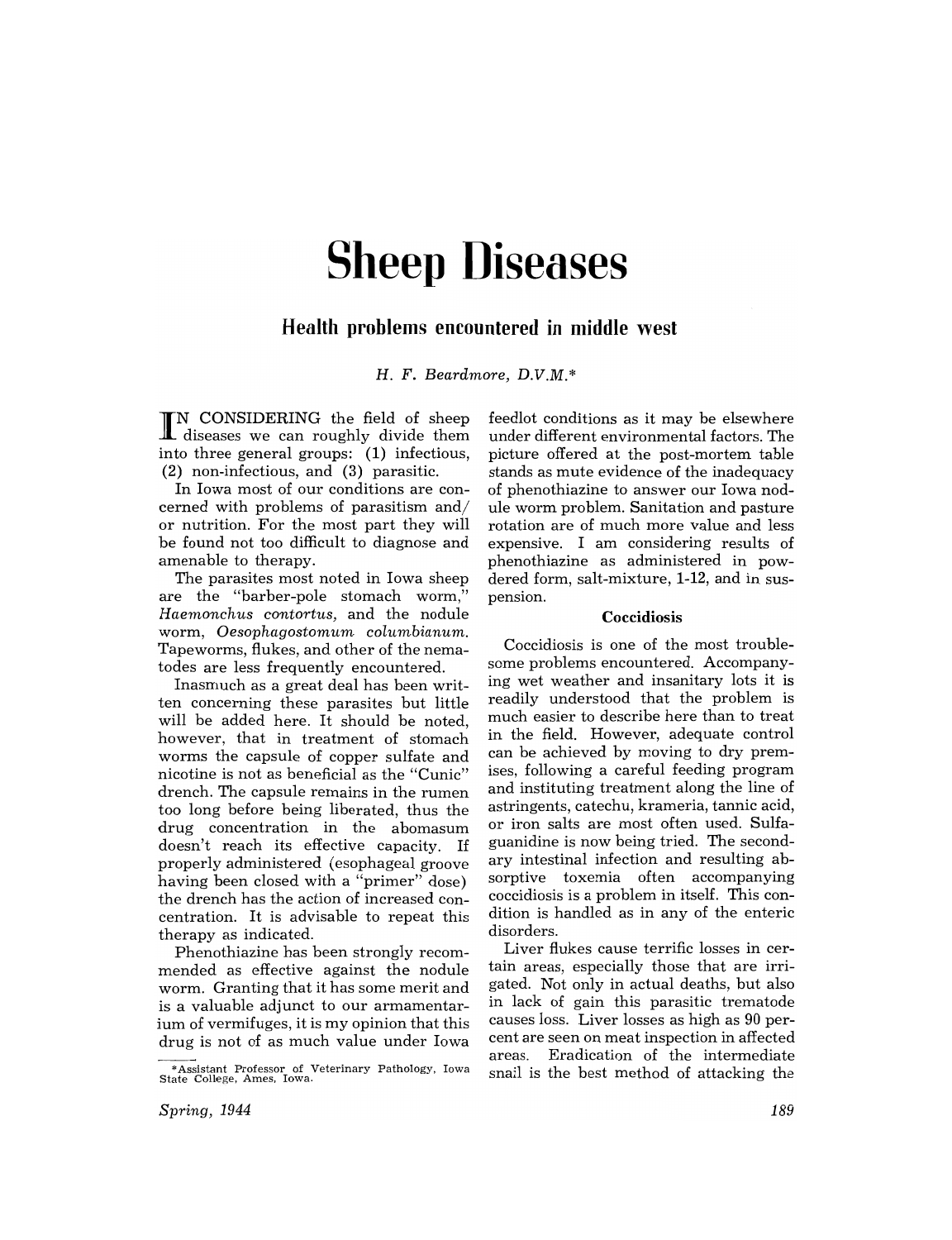# Sheep Diseases

## Health problems encountered in middle west

*H. F. Beardmore, D.V.M.*[*]

IN CONSIDERING the field of sheep diseases we can roughly divide them into three general groups: (1) infectious, (2) non-infectious, and (3) parasitic.

In Iowa most of our conditions are concerned with problems of parasitism and/or nutrition. For the most part they will be found not too difficult to diagnose and amenable to therapy.

The parasites most noted in Iowa sheep are the "barber-pole stomach worm," *Haemonchus contortus*, and the nodule worm, *Oesophagostomum columbianum*. Tapeworms, flukes, and other of the nematodes are less frequently encountered.

Inasmuch as a great deal has been written concerning these parasites but little will be added here. It should be noted, however, that in treatment of stomach worms the capsule of copper sulfate and nicotine is not as beneficial as the "Cunic" drench. The capsule remains in the rumen too long before being liberated, thus the drug concentration in the abomasum doesn't reach its effective capacity. If properly administered (esophageal groove having been closed with a "primer" dose) the drench has the action of increased concentration. It is advisable to repeat this therapy as indicated.

Phenothiazine has been strongly recommended as effective against the nodule worm. Granting that it has some merit and is a valuable adjunct to our armamentarium of vermifuges, it is my opinion that this drug is not of as much value under Iowa feedlot conditions as it may be elsewhere under different environmental factors. The picture offered at the post-mortem table stands as mute evidence of the inadequacy of phenothiazine to answer our Iowa nodule worm problem. Sanitation and pasture rotation are of much more value and less expensive. I am considering results of phenothiazine as administered in powdered form, salt-mixture, 1-12, and in suspension.

### Coccidiosis

Coccidiosis is one of the most troublesome problems encountered. Accompanying wet weather and insanitary lots it is readily understood that the problem is much easier to describe here than to treat in the field. However, adequate control can be achieved by moving to dry premises, following a careful feeding program and instituting treatment along the line of astringents, catechu, krameria, tannic acid, or iron salts are most often used. Sulfaguanidine is now being tried. The secondary intestinal infection and resulting absorptive toxemia often accompanying coccidiosis is a problem in itself. This condition is handled as in any of the enteric disorders.

Liver flukes cause terrific losses in certain areas, especially those that are irrigated. Not only in actual deaths, but also in lack of gain this parasitic trematode causes loss. Liver losses as high as 90 percent are seen on meat inspection in affected areas. Eradication of the intermediate snail is the best method of attacking the

[*] Assistant Professor of Veterinary Pathology, Iowa State College, Ames, Iowa.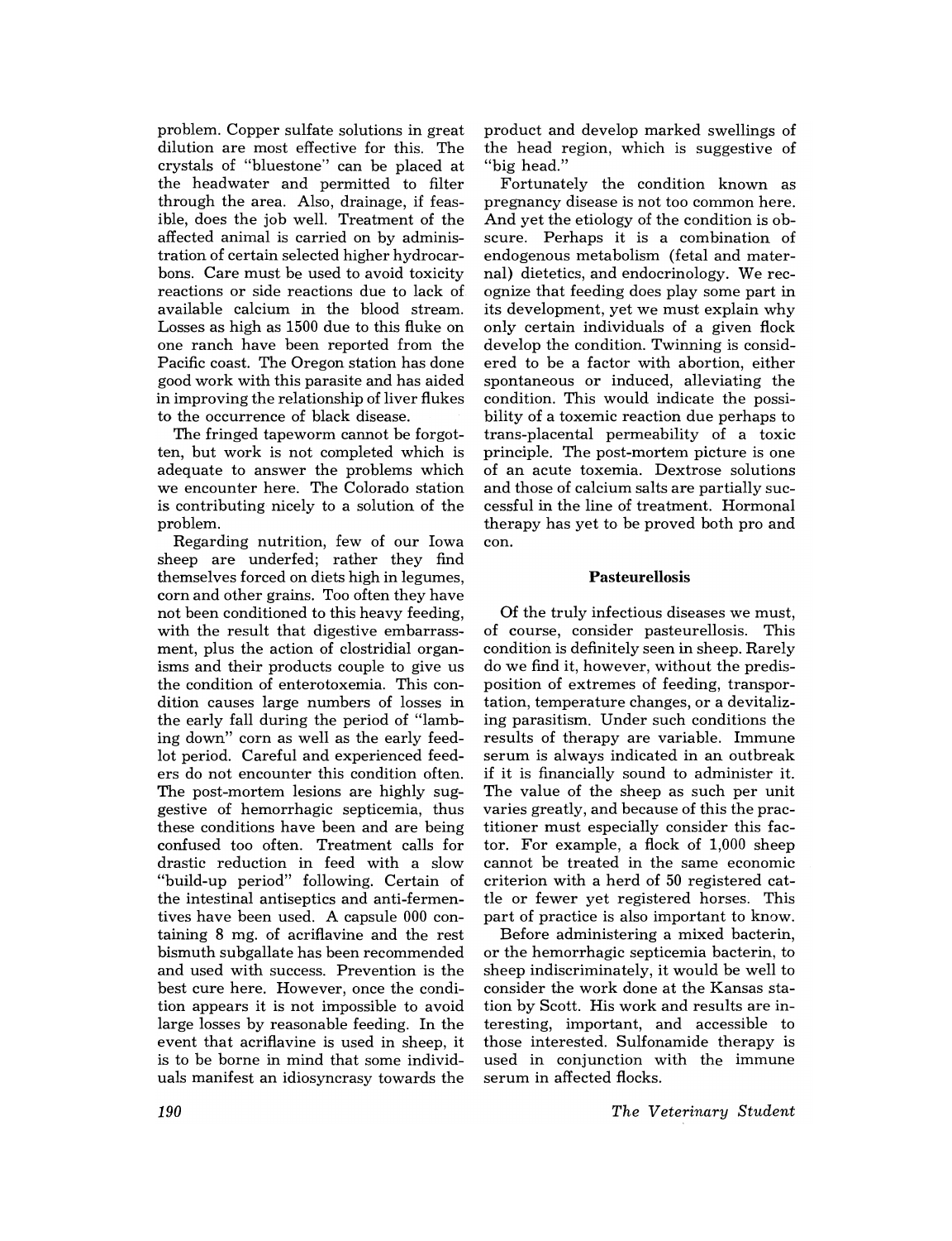problem. Copper sulfate solutions in great dilution are most effective for this. The crystals of "bluestone" can be placed at the headwater and permitted to filter through the area. Also, drainage, if feasible, does the job well. Treatment of the affected animal is carried on by administration of certain selected higher hydrocarbons. Care must be used to avoid toxicity reactions or side reactions due to lack of available calcium in the blood stream. Losses as high as 1500 due to this fluke on one ranch have been reported from the Pacific coast. The Oregon station has done good work with this parasite and has aided in improving the relationship of liver flukes to the occurrence of black disease.

The fringed tapeworm cannot be forgotten, but work is not completed which is adequate to answer the problems which we encounter here. The Colorado station is contributing nicely to a solution of the problem.

Regarding nutrition, few of our Iowa sheep are underfed; rather they find themselves forced on diets high in legumes, corn and other grains. Too often they have not been conditioned to this heavy feeding, with the result that digestive embarrassment, plus the action of clostridial organisms and their products couple to give us the condition of enterotoxemia. This condition causes large numbers of losses in the early fall during the period of "lambing down" corn as well as the early feedlot period. Careful and experienced feeders do not encounter this condition often. The post-mortem lesions are highly suggestive of hemorrhagic septicemia, thus these conditions have been and are being confused too often. Treatment calls for drastic reduction in feed with a slow "build-up period" following. Certain of the intestinal antiseptics and anti-fermentives have been used. A capsule 000 containing 8 mg. of acriflavine and the rest bismuth subgallate has been recommended and used with success. Prevention is the best cure here. However, once the condition appears it is not impossible to avoid large losses by reasonable feeding. In the event that acriflavine is used in sheep, it is to be borne in mind that some individuals manifest an idiosyncrasy towards the product and develop marked swellings of the head region, which is suggestive of "big head."

Fortunately the condition known as pregnancy disease is not too common here. And yet the etiology of the condition is obscure. Perhaps it is a combination of endogenous metabolism (fetal and maternal) dietetics, and endocrinology. We recognize that feeding does play some part in its development, yet we must explain why only certain individuals of a given flock develop the condition. Twinning is considered to be a factor with abortion, either spontaneous or induced, alleviating the condition. This would indicate the possibility of a toxemic reaction due perhaps to trans-placental permeability of a toxic principle. The post-mortem picture is one of an acute toxemia. Dextrose solutions and those of calcium salts are partially successful in the line of treatment. Hormonal therapy has yet to be proved both pro and con.

### Pasteurellosis

Of the truly infectious diseases we must, of course, consider pasteurellosis. This condition is definitely seen in sheep. Rarely do we find it, however, without the predisposition of extremes of feeding, transportation, temperature changes, or a devitalizing parasitism. Under such conditions the results of therapy are variable. Immune serum is always indicated in an outbreak if it is financially sound to administer it. The value of the sheep as such per unit varies greatly, and because of this the practitioner must especially consider this factor. For example, a flock of 1,000 sheep cannot be treated in the same economic criterion with a herd of 50 registered cattle or fewer yet registered horses. This part of practice is also important to know.

Before administering a mixed bacterin, or the hemorrhagic septicemia bacterin, to sheep indiscriminately, it would be well to consider the work done at the Kansas station by Scott. His work and results are interesting, important, and accessible to those interested. Sulfonamide therapy is used in conjunction with the immune serum in affected flocks.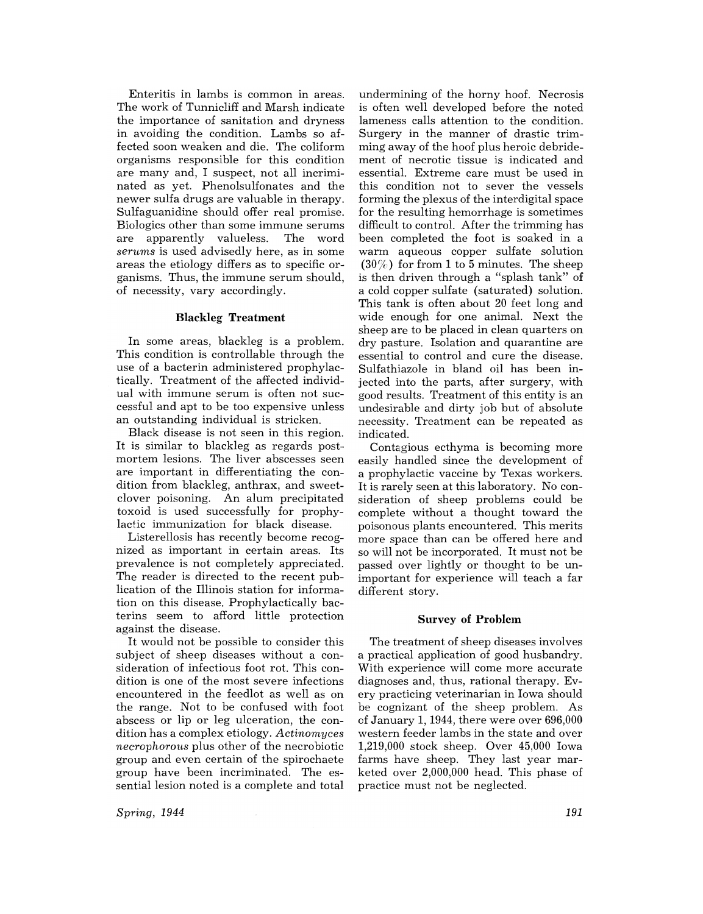Enteritis in lambs is common in areas. The work of Tunnicliff and Marsh indicate the importance of sanitation and dryness in avoiding the condition. Lambs so affected soon weaken and die. The coliform organisms responsible for this condition are many and, I suspect, not all incriminated as yet. Phenolsulfonates and the newer sulfa drugs are valuable in therapy. Sulfaguanidine should offer real promise. Biologics other than some immune serums are apparently valueless. The word *serums* is used advisedly here, as in some areas the etiology differs as to specific organisms. Thus, the immune serum should, of necessity, vary accordingly.

### Blackleg Treatment

In some areas, blackleg is a problem. This condition is controllable through the use of a bacterin administered prophylactically. Treatment of the affected individual with immune serum is often not successful and apt to be too expensive unless an outstanding individual is stricken.

Black disease is not seen in this region. It is similar to blackleg as regards postmortem lesions. The liver abscesses seen are important in differentiating the condition from blackleg, anthrax, and sweetclover poisoning. An alum precipitated toxoid is used successfully for prophylactic immunization for black disease.

Listerellosis has recently become recognized as important in certain areas. Its prevalence is not completely appreciated. The reader is directed to the recent publication of the Illinois station for information on this disease. Prophylactically bacterins seem to afford little protection against the disease.

It would not be possible to consider this subject of sheep diseases without a consideration of infectious foot rot. This condition is one of the most severe infections encountered in the feedlot as well as on the range. Not to be confused with foot abscess or lip or leg ulceration, the condition has a complex etiology. *Actinomyces necrophorous* plus other of the necrobiotic group and even certain of the spirochaete group have been incriminated. The essential lesion noted is a complete and total undermining of the horny hoof. Necrosis is often well developed before the noted lameness calls attention to the condition. Surgery in the manner of drastic trimming away of the hoof plus heroic debridement of necrotic tissue is indicated and essential. Extreme care must be used in this condition not to sever the vessels forming the plexus of the interdigital space for the resulting hemorrhage is sometimes difficult to control. After the trimming has been completed the foot is soaked in a warm aqueous copper sulfate solution (30%) for from 1 to 5 minutes. The sheep is then driven through a "splash tank" of a cold copper sulfate (saturated) solution. This tank is often about 20 feet long and wide enough for one animal. Next the sheep are to be placed in clean quarters on dry pasture. Isolation and quarantine are essential to control and cure the disease. Sulfathiazole in bland oil has been injected into the parts, after surgery, with good results. Treatment of this entity is an undesirable and dirty job but of absolute necessity. Treatment can be repeated as indicated.

Contagious ecthyma is becoming more easily handled since the development of a prophylactic vaccine by Texas workers. It is rarely seen at this laboratory. No consideration of sheep problems could be complete without a thought toward the poisonous plants encountered. This merits more space than can be offered here and so will not be incorporated. It must not be passed over lightly or thought to be unimportant for experience will teach a far different story.

### Survey of Problem

The treatment of sheep diseases involves a practical application of good husbandry. With experience will come more accurate diagnoses and, thus, rational therapy. Every practicing veterinarian in Iowa should be cognizant of the sheep problem. As of January 1, 1944, there were over 696,000 western feeder lambs in the state and over 1,219,000 stock sheep. Over 45,000 Iowa farms have sheep. They last year marketed over 2,000,000 head. This phase of practice must not be neglected.